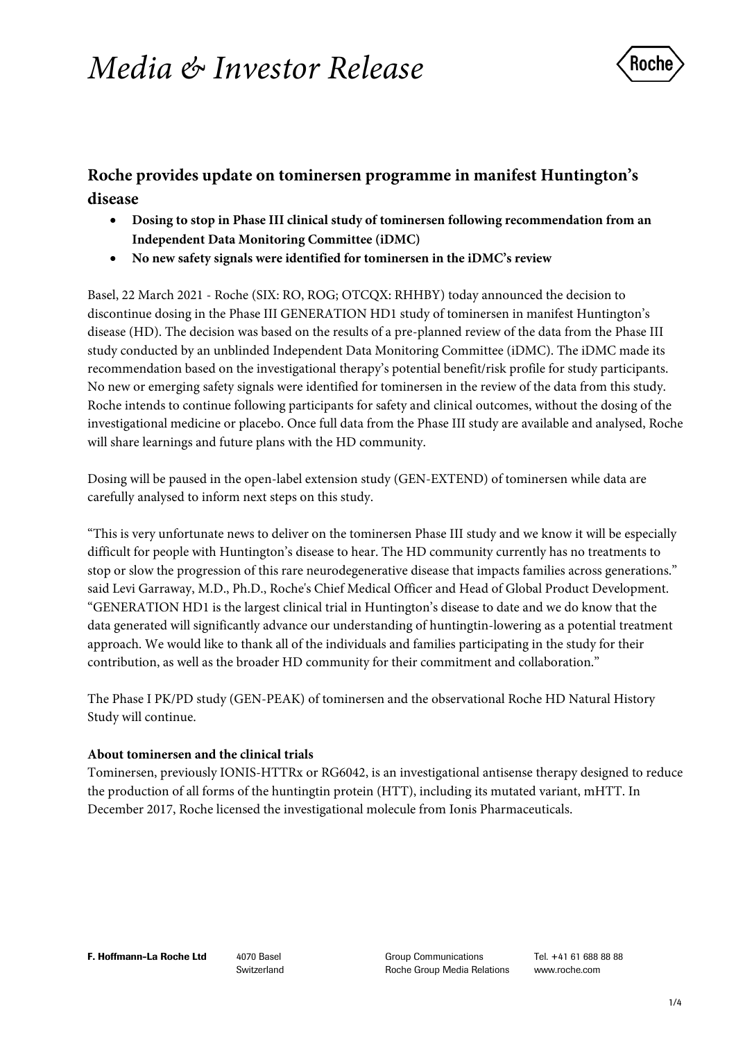# *Media & Investor Release*

## Roche provides update on tominersen programme in manifest Huntington's disease

- **Dosing to stop in Phase III clinical study of tominersen following recommendation from an Independent Data Monitoring Committee (iDMC)**
- **No new safety signals were identified for tominersen in the iDMC's review**

Basel, 22 March 2021 - Roche (SIX: RO, ROG; OTCQX: RHHBY) today announced the decision to discontinue dosing in the Phase III GENERATION HD1 study of tominersen in manifest Huntington's disease (HD). The decision was based on the results of a pre-planned review of the data from the Phase III study conducted by an unblinded Independent Data Monitoring Committee (iDMC). The iDMC made its recommendation based on the investigational therapy's potential benefit/risk profile for study participants. No new or emerging safety signals were identified for tominersen in the review of the data from this study. Roche intends to continue following participants for safety and clinical outcomes, without the dosing of the investigational medicine or placebo. Once full data from the Phase III study are available and analysed, Roche will share learnings and future plans with the HD community.

Dosing will be paused in the open-label extension study (GEN-EXTEND) of tominersen while data are carefully analysed to inform next steps on this study.

"This is very unfortunate news to deliver on the tominersen Phase III study and we know it will be especially difficult for people with Huntington's disease to hear. The HD community currently has no treatments to stop or slow the progression of this rare neurodegenerative disease that impacts families across generations." said Levi Garraway, M.D., Ph.D., Roche's Chief Medical Officer and Head of Global Product Development. "GENERATION HD1 is the largest clinical trial in Huntington's disease to date and we do know that the data generated will significantly advance our understanding of huntingtin-lowering as a potential treatment approach. We would like to thank all of the individuals and families participating in the study for their contribution, as well as the broader HD community for their commitment and collaboration."

The Phase I PK/PD study (GEN-PEAK) of tominersen and the observational Roche HD Natural History Study will continue.

### About tominersen and the clinical trials

Tominersen, previously IONIS-HTTRx or RG6042, is an investigational antisense therapy designed to reduce the production of all forms of the huntingtin protein (HTT), including its mutated variant, mHTT. In December 2017, Roche licensed the investigational molecule from Ionis Pharmaceuticals.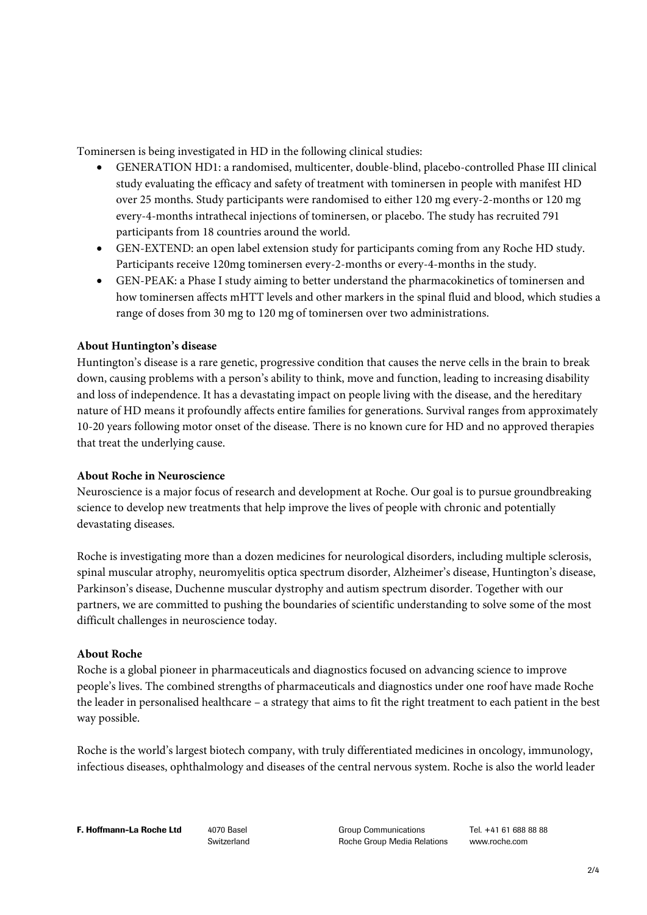Tominersen is being investigated in HD in the following clinical studies:

- GENERATION HD1: a randomised, multicenter, double-blind, placebo-controlled Phase III clinical study evaluating the efficacy and safety of treatment with tominersen in people with manifest HD over 25 months. Study participants were randomised to either 120 mg every-2-months or 120 mg every-4-months intrathecal injections of tominersen, or placebo. The study has recruited 791 participants from 18 countries around the world.
- GEN-EXTEND: an open label extension study for participants coming from any Roche HD study. Participants receive 120mg tominersen every-2-months or every-4-months in the study.
- GEN-PEAK: a Phase I study aiming to better understand the pharmacokinetics of tominersen and how tominersen affects mHTT levels and other markers in the spinal fluid and blood, which studies a range of doses from 30 mg to 120 mg of tominersen over two administrations.

**About Huntington's disease**

Huntington's disease is a rare genetic, progressive condition that causes the nerve cells in the brain to break down, causing problems with a person's ability to think, move and function, leading to increasing disability and loss of independence. It has a devastating impact on people living with the disease, and the hereditary nature of HD means it profoundly affects entire families for generations. Survival ranges from approximately 10-20 years following motor onset of the disease. There is no known cure for HD and no approved therapies that treat the underlying cause.

**About Roche in Neuroscience**

Neuroscience is a major focus of research and development at Roche. Our goal is to pursue groundbreaking science to develop new treatments that help improve the lives of people with chronic and potentially devastating diseases.

Roche is investigating more than a dozen medicines for neurological disorders, including multiple sclerosis, spinal muscular atrophy, neuromyelitis optica spectrum disorder, Alzheimer's disease, Huntington's disease, Parkinson's disease, Duchenne muscular dystrophy and autism spectrum disorder. Together with our partners, we are committed to pushing the boundaries of scientific understanding to solve some of the most difficult challenges in neuroscience today.

**About Roche**

Roche is a global pioneer in pharmaceuticals and diagnostics focused on advancing science to improve people's lives. The combined strengths of pharmaceuticals and diagnostics under one roof have made Roche the leader in personalised healthcare – a strategy that aims to fit the right treatment to each patient in the best way possible.

Roche is the world's largest biotech company, with truly differentiated medicines in oncology, immunology, infectious diseases, ophthalmology and diseases of the central nervous system. Roche is also the world leader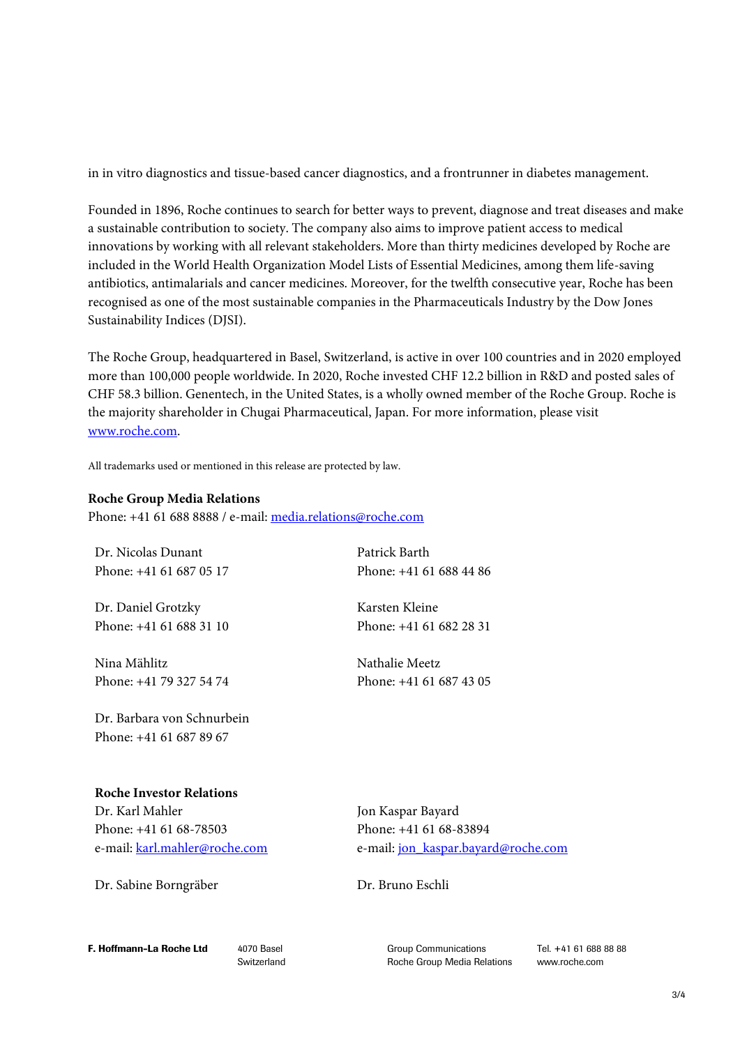in in vitro diagnostics and tissue-based cancer diagnostics, and a frontrunner in diabetes management.

Founded in 1896, Roche continues to search for better ways to prevent, diagnose and treat diseases and make a sustainable contribution to society. The company also aims to improve patient access to medical innovations by working with all relevant stakeholders. More than thirty medicines developed by Roche are included in the World Health Organization Model Lists of Essential Medicines, among them life-saving antibiotics, antimalarials and cancer medicines. Moreover, for the twelfth consecutive year, Roche has been recognised as one of the most sustainable companies in the Pharmaceuticals Industry by the Dow Jones Sustainability Indices (DJSI).

The Roche Group, headquartered in Basel, Switzerland, is active in over 100 countries and in 2020 employed more than 100,000 people worldwide. In 2020, Roche invested CHF 12.2 billion in R&D and posted sales of CHF 58.3 billion. Genentech, in the United States, is a wholly owned member of the Roche Group. Roche is the majority shareholder in Chugai Pharmaceutical, Japan. For more information, please visit [www.roche.com](http://www.roche.com).

All trademarks used or mentioned in this release are protected by law.

**Roche Group Media Relations**
Phone: +41 61 688 8888 / e-mail: [media.relations@roche.com](mailto:media.relations@roche.com)

Dr. Nicolas Dunant
Phone: +41 61 687 05 17

Patrick Barth
Phone: +41 61 688 44 86

Dr. Daniel Grotzky
Phone: +41 61 688 31 10

Karsten Kleine
Phone: +41 61 682 28 31

Nina Mählitz
Phone: +41 79 327 54 74

Nathalie Meetz
Phone: +41 61 687 43 05

Dr. Barbara von Schnurbein
Phone: +41 61 687 89 67

**Roche Investor Relations**

Dr. Karl Mahler
Phone: +41 61 68-78503
e-mail: [karl.mahler@roche.com](mailto:karl.mahler@roche.com)

Jon Kaspar Bayard
Phone: +41 61 68-83894
e-mail: [jon_kaspar.bayard@roche.com](mailto:jon_kaspar.bayard@roche.com)

Dr. Sabine Borngräber

Dr. Bruno Eschli

**F. Hoffmann-La Roche Ltd** 4070 Basel Switzerland Group Communications Roche Group Media Relations Tel. +41 61 688 88 88 www.roche.com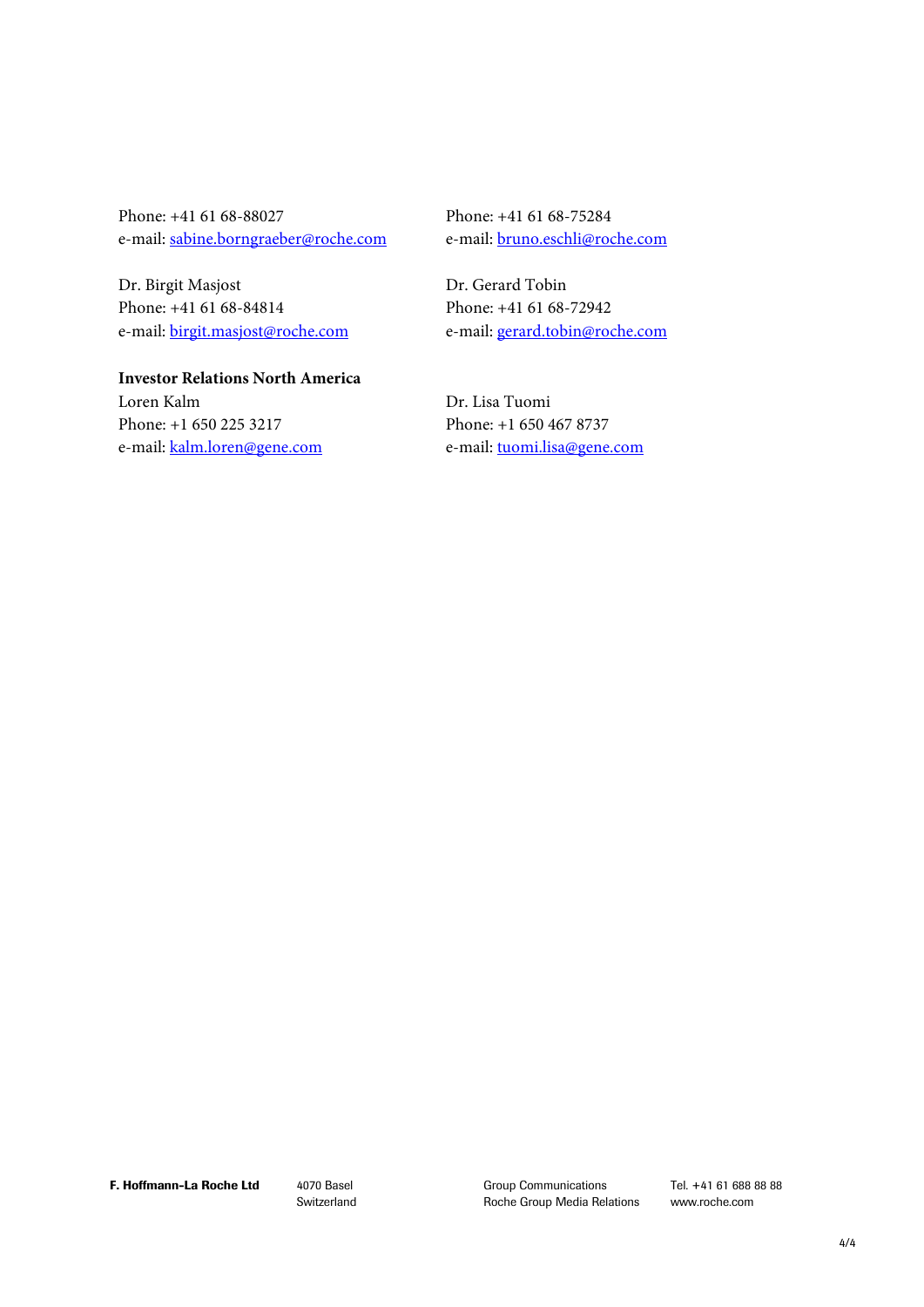Phone: +41 61 68-88027
e-mail: sabine.borngraeber@roche.com

Phone: +41 61 68-75284
e-mail: bruno.eschli@roche.com

Dr. Birgit Masjost
Phone: +41 61 68-84814
e-mail: birgit.masjost@roche.com

Dr. Gerard Tobin
Phone: +41 61 68-72942
e-mail: gerard.tobin@roche.com

**Investor Relations North America**

Loren Kalm
Phone: +1 650 225 3217
e-mail: kalm.loren@gene.com

Dr. Lisa Tuomi
Phone: +1 650 467 8737
e-mail: tuomi.lisa@gene.com

**F. Hoffmann-La Roche Ltd** 4070 Basel Switzerland Group Communications Roche Group Media Relations Tel. +41 61 688 88 88 www.roche.com